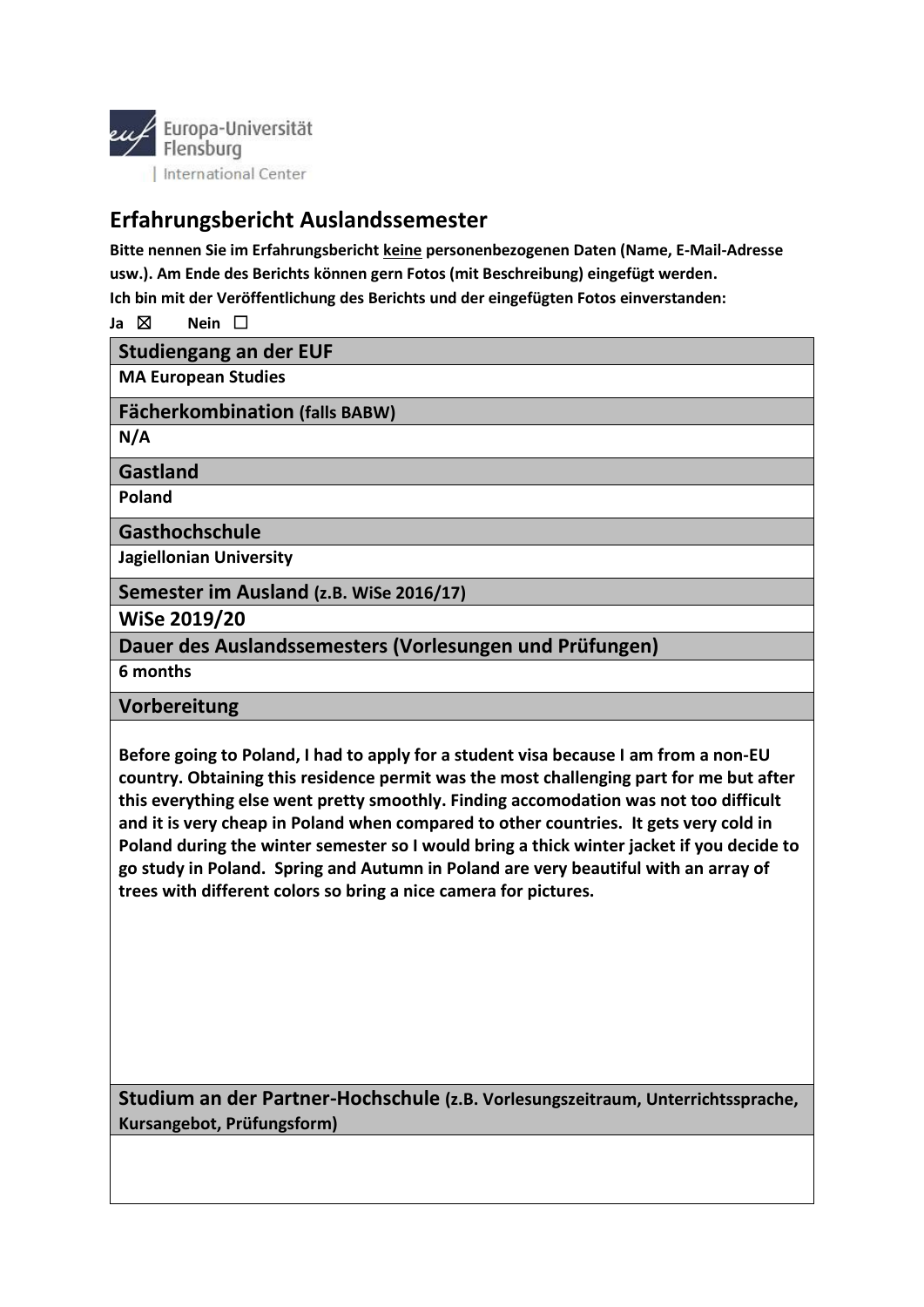Europa-Universität Flensburg | International Center

# Erfahrungsbericht Auslandssemester

**Bitte nennen Sie im Erfahrungsbericht <u>keine</u> personenbezogenen Daten (Name, E-Mail-Adresse usw.). Am Ende des Berichts können gern Fotos (mit Beschreibung) eingefügt werden.**
**Ich bin mit der Veröffentlichung des Berichts und der eingefügten Fotos einverstanden:**

**Ja** ☒ **Nein** ☐

## Studiengang an der EUF

**MA European Studies**

## Fächerkombination (falls BABW)

**N/A**

## Gastland

**Poland**

## Gasthochschule

**Jagiellonian University**

## Semester im Ausland (z.B. WiSe 2016/17)

**WiSe 2019/20**

## Dauer des Auslandssemesters (Vorlesungen und Prüfungen)

**6 months**

## Vorbereitung

**Before going to Poland, I had to apply for a student visa because I am from a non-EU country. Obtaining this residence permit was the most challenging part for me but after this everything else went pretty smoothly. Finding accomodation was not too difficult and it is very cheap in Poland when compared to other countries. It gets very cold in Poland during the winter semester so I would bring a thick winter jacket if you decide to go study in Poland. Spring and Autumn in Poland are very beautiful with an array of trees with different colors so bring a nice camera for pictures.**

## Studium an der Partner-Hochschule (z.B. Vorlesungszeitraum, Unterrichtssprache, Kursangebot, Prüfungsform)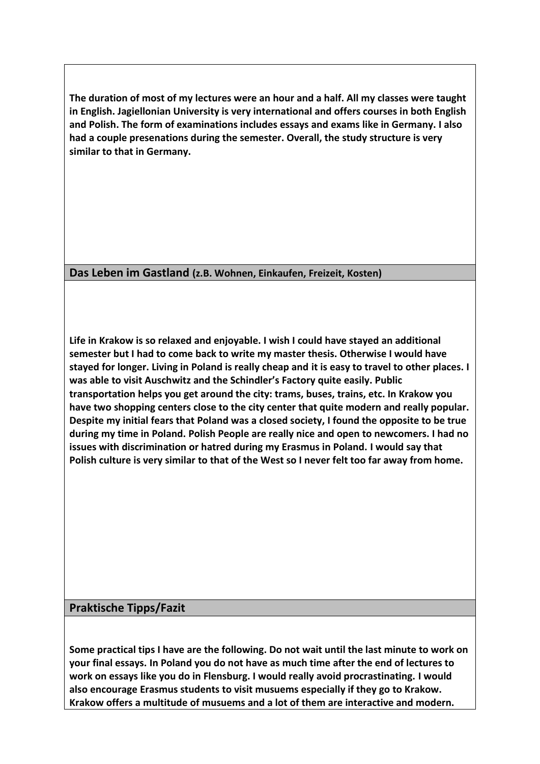**The duration of most of my lectures were an hour and a half. All my classes were taught in English. Jagiellonian University is very international and offers courses in both English and Polish. The form of examinations includes essays and exams like in Germany. I also had a couple presenations during the semester. Overall, the study structure is very similar to that in Germany.**

## Das Leben im Gastland (z.B. Wohnen, Einkaufen, Freizeit, Kosten)

**Life in Krakow is so relaxed and enjoyable. I wish I could have stayed an additional semester but I had to come back to write my master thesis. Otherwise I would have stayed for longer. Living in Poland is really cheap and it is easy to travel to other places. I was able to visit Auschwitz and the Schindler's Factory quite easily. Public transportation helps you get around the city: trams, buses, trains, etc. In Krakow you have two shopping centers close to the city center that quite modern and really popular. Despite my initial fears that Poland was a closed society, I found the opposite to be true during my time in Poland. Polish People are really nice and open to newcomers. I had no issues with discrimination or hatred during my Erasmus in Poland. I would say that Polish culture is very similar to that of the West so I never felt too far away from home.**

## Praktische Tipps/Fazit

**Some practical tips I have are the following. Do not wait until the last minute to work on your final essays. In Poland you do not have as much time after the end of lectures to work on essays like you do in Flensburg. I would really avoid procrastinating. I would also encourage Erasmus students to visit musuems especially if they go to Krakow. Krakow offers a multitude of musuems and a lot of them are interactive and modern.**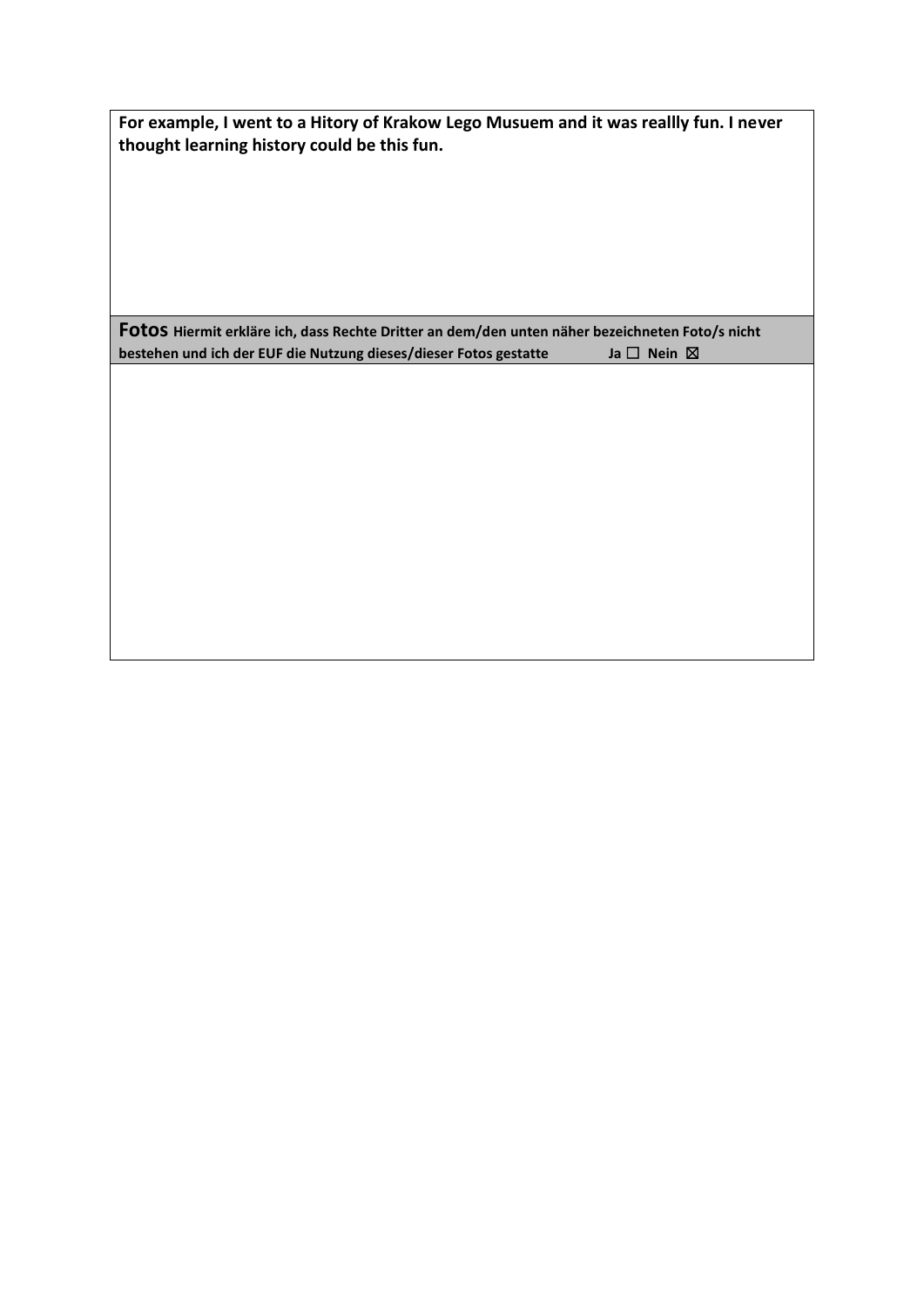**For example, I went to a Hitory of Krakow Lego Musuem and it was reallly fun. I never thought learning history could be this fun.**

**Fotos** **Hiermit erkläre ich, dass Rechte Dritter an dem/den unten näher bezeichneten Foto/s nicht bestehen und ich der EUF die Nutzung dieses/dieser Fotos gestatte** **Ja ☐ Nein ☒**